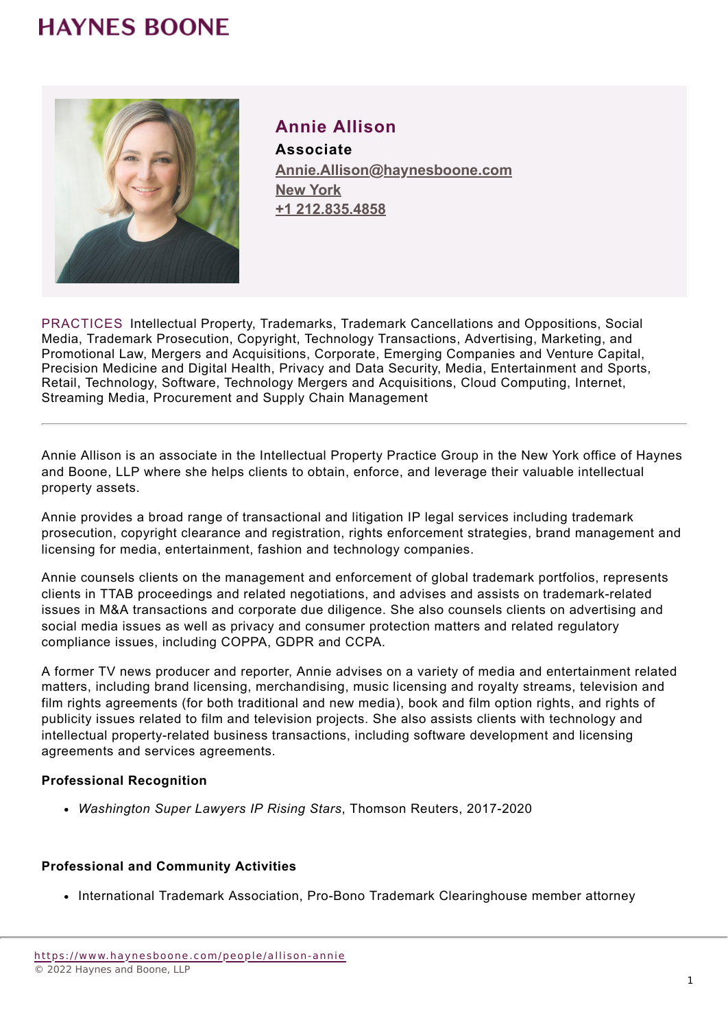HAYNES BOONE

# Annie Allison

**Associate**

Annie.Allison@haynesboone.com

New York

+1 212.835.4858

PRACTICES Intellectual Property, Trademarks, Trademark Cancellations and Oppositions, Social Media, Trademark Prosecution, Copyright, Technology Transactions, Advertising, Marketing, and Promotional Law, Mergers and Acquisitions, Corporate, Emerging Companies and Venture Capital, Precision Medicine and Digital Health, Privacy and Data Security, Media, Entertainment and Sports, Retail, Technology, Software, Technology Mergers and Acquisitions, Cloud Computing, Internet, Streaming Media, Procurement and Supply Chain Management

---

Annie Allison is an associate in the Intellectual Property Practice Group in the New York office of Haynes and Boone, LLP where she helps clients to obtain, enforce, and leverage their valuable intellectual property assets.

Annie provides a broad range of transactional and litigation IP legal services including trademark prosecution, copyright clearance and registration, rights enforcement strategies, brand management and licensing for media, entertainment, fashion and technology companies.

Annie counsels clients on the management and enforcement of global trademark portfolios, represents clients in TTAB proceedings and related negotiations, and advises and assists on trademark-related issues in M&A transactions and corporate due diligence. She also counsels clients on advertising and social media issues as well as privacy and consumer protection matters and related regulatory compliance issues, including COPPA, GDPR and CCPA.

A former TV news producer and reporter, Annie advises on a variety of media and entertainment related matters, including brand licensing, merchandising, music licensing and royalty streams, television and film rights agreements (for both traditional and new media), book and film option rights, and rights of publicity issues related to film and television projects. She also assists clients with technology and intellectual property-related business transactions, including software development and licensing agreements and services agreements.

### Professional Recognition

- *Washington Super Lawyers IP Rising Stars*, Thomson Reuters, 2017-2020

### Professional and Community Activities

- International Trademark Association, Pro-Bono Trademark Clearinghouse member attorney

https://www.haynesboone.com/people/allison-annie
© 2022 Haynes and Boone, LLP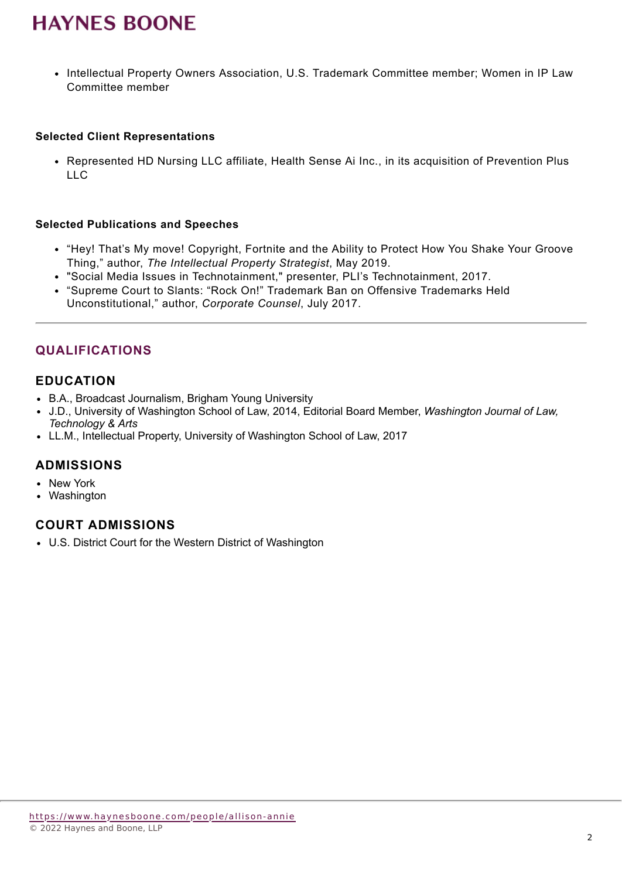- Intellectual Property Owners Association, U.S. Trademark Committee member; Women in IP Law Committee member

**Selected Client Representations**

- Represented HD Nursing LLC affiliate, Health Sense Ai Inc., in its acquisition of Prevention Plus LLC

**Selected Publications and Speeches**

- “Hey! That’s My move! Copyright, Fortnite and the Ability to Protect How You Shake Your Groove Thing,” author, *The Intellectual Property Strategist*, May 2019.
- "Social Media Issues in Technotainment," presenter, PLI’s Technotainment, 2017.
- “Supreme Court to Slants: “Rock On!” Trademark Ban on Offensive Trademarks Held Unconstitutional,” author, *Corporate Counsel*, July 2017.

---

## QUALIFICATIONS

### EDUCATION

- B.A., Broadcast Journalism, Brigham Young University
- J.D., University of Washington School of Law, 2014, Editorial Board Member, *Washington Journal of Law, Technology & Arts*
- LL.M., Intellectual Property, University of Washington School of Law, 2017

### ADMISSIONS

- New York
- Washington

### COURT ADMISSIONS

- U.S. District Court for the Western District of Washington